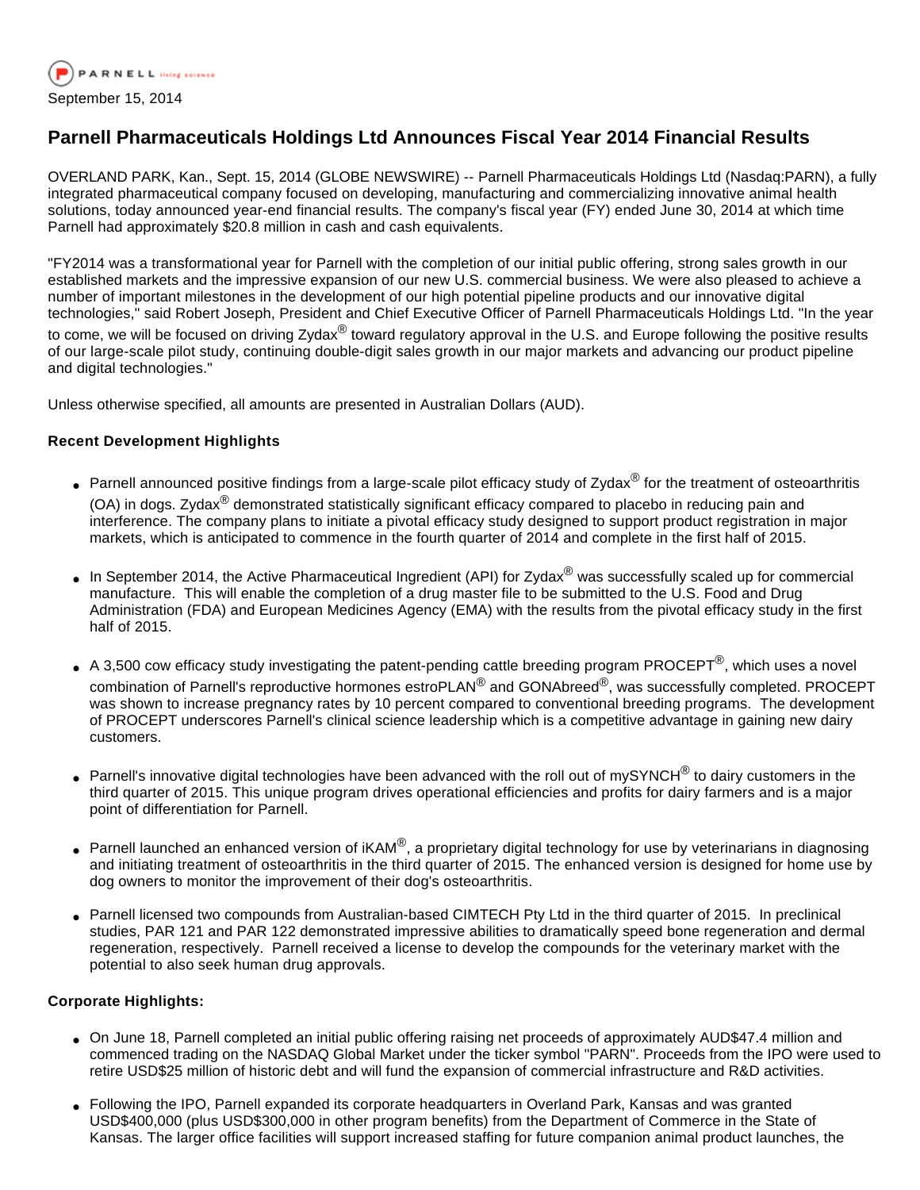September 15, 2014

# Parnell Pharmaceuticals Holdings Ltd Announces Fiscal Year 2014 Financial Results

OVERLAND PARK, Kan., Sept. 15, 2014 (GLOBE NEWSWIRE) -- Parnell Pharmaceuticals Holdings Ltd (Nasdaq:PARN), a fully integrated pharmaceutical company focused on developing, manufacturing and commercializing innovative animal health solutions, today announced year-end financial results. The company's fiscal year (FY) ended June 30, 2014 at which time Parnell had approximately $20.8 million in cash and cash equivalents.

"FY2014 was a transformational year for Parnell with the completion of our initial public offering, strong sales growth in our established markets and the impressive expansion of our new U.S. commercial business. We were also pleased to achieve a number of important milestones in the development of our high potential pipeline products and our innovative digital technologies," said Robert Joseph, President and Chief Executive Officer of Parnell Pharmaceuticals Holdings Ltd. "In the year to come, we will be focused on driving Zydax® toward regulatory approval in the U.S. and Europe following the positive results of our large-scale pilot study, continuing double-digit sales growth in our major markets and advancing our product pipeline and digital technologies."

Unless otherwise specified, all amounts are presented in Australian Dollars (AUD).

**Recent Development Highlights**

- Parnell announced positive findings from a large-scale pilot efficacy study of Zydax® for the treatment of osteoarthritis (OA) in dogs. Zydax® demonstrated statistically significant efficacy compared to placebo in reducing pain and interference. The company plans to initiate a pivotal efficacy study designed to support product registration in major markets, which is anticipated to commence in the fourth quarter of 2014 and complete in the first half of 2015.
- In September 2014, the Active Pharmaceutical Ingredient (API) for Zydax® was successfully scaled up for commercial manufacture. This will enable the completion of a drug master file to be submitted to the U.S. Food and Drug Administration (FDA) and European Medicines Agency (EMA) with the results from the pivotal efficacy study in the first half of 2015.
- A 3,500 cow efficacy study investigating the patent-pending cattle breeding program PROCEPT®, which uses a novel combination of Parnell's reproductive hormones estroPLAN® and GONAbreed®, was successfully completed. PROCEPT was shown to increase pregnancy rates by 10 percent compared to conventional breeding programs. The development of PROCEPT underscores Parnell's clinical science leadership which is a competitive advantage in gaining new dairy customers.
- Parnell's innovative digital technologies have been advanced with the roll out of mySYNCH® to dairy customers in the third quarter of 2015. This unique program drives operational efficiencies and profits for dairy farmers and is a major point of differentiation for Parnell.
- Parnell launched an enhanced version of iKAM®, a proprietary digital technology for use by veterinarians in diagnosing and initiating treatment of osteoarthritis in the third quarter of 2015. The enhanced version is designed for home use by dog owners to monitor the improvement of their dog's osteoarthritis.
- Parnell licensed two compounds from Australian-based CIMTECH Pty Ltd in the third quarter of 2015. In preclinical studies, PAR 121 and PAR 122 demonstrated impressive abilities to dramatically speed bone regeneration and dermal regeneration, respectively. Parnell received a license to develop the compounds for the veterinary market with the potential to also seek human drug approvals.

**Corporate Highlights:**

- On June 18, Parnell completed an initial public offering raising net proceeds of approximately AUD$47.4 million and commenced trading on the NASDAQ Global Market under the ticker symbol "PARN". Proceeds from the IPO were used to retire USD$25 million of historic debt and will fund the expansion of commercial infrastructure and R&D activities.
- Following the IPO, Parnell expanded its corporate headquarters in Overland Park, Kansas and was granted USD$400,000 (plus USD$300,000 in other program benefits) from the Department of Commerce in the State of Kansas. The larger office facilities will support increased staffing for future companion animal product launches, the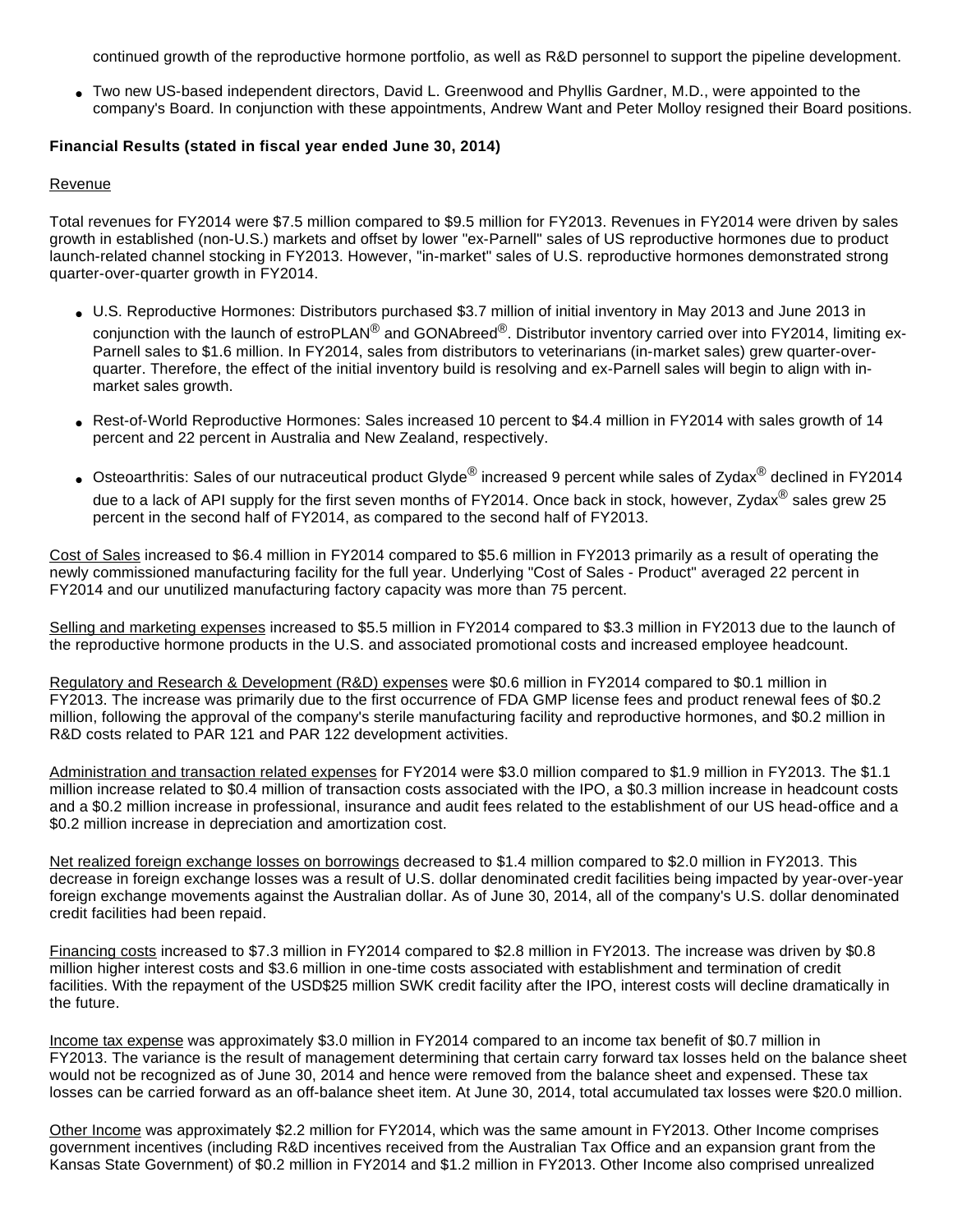continued growth of the reproductive hormone portfolio, as well as R&D personnel to support the pipeline development.

- Two new US-based independent directors, David L. Greenwood and Phyllis Gardner, M.D., were appointed to the company's Board. In conjunction with these appointments, Andrew Want and Peter Molloy resigned their Board positions.

**Financial Results (stated in fiscal year ended June 30, 2014)**

Revenue

Total revenues for FY2014 were $7.5 million compared to $9.5 million for FY2013. Revenues in FY2014 were driven by sales growth in established (non-U.S.) markets and offset by lower "ex-Parnell" sales of US reproductive hormones due to product launch-related channel stocking in FY2013. However, "in-market" sales of U.S. reproductive hormones demonstrated strong quarter-over-quarter growth in FY2014.

- U.S. Reproductive Hormones: Distributors purchased $3.7 million of initial inventory in May 2013 and June 2013 in conjunction with the launch of estroPLAN® and GONAbreed®. Distributor inventory carried over into FY2014, limiting ex-Parnell sales to $1.6 million. In FY2014, sales from distributors to veterinarians (in-market sales) grew quarter-over-quarter. Therefore, the effect of the initial inventory build is resolving and ex-Parnell sales will begin to align with in-market sales growth.
- Rest-of-World Reproductive Hormones: Sales increased 10 percent to $4.4 million in FY2014 with sales growth of 14 percent and 22 percent in Australia and New Zealand, respectively.
- Osteoarthritis: Sales of our nutraceutical product Glyde® increased 9 percent while sales of Zydax® declined in FY2014 due to a lack of API supply for the first seven months of FY2014. Once back in stock, however, Zydax® sales grew 25 percent in the second half of FY2014, as compared to the second half of FY2013.

Cost of Sales increased to $6.4 million in FY2014 compared to $5.6 million in FY2013 primarily as a result of operating the newly commissioned manufacturing facility for the full year. Underlying "Cost of Sales - Product" averaged 22 percent in FY2014 and our unutilized manufacturing factory capacity was more than 75 percent.

Selling and marketing expenses increased to $5.5 million in FY2014 compared to $3.3 million in FY2013 due to the launch of the reproductive hormone products in the U.S. and associated promotional costs and increased employee headcount.

Regulatory and Research & Development (R&D) expenses were $0.6 million in FY2014 compared to $0.1 million in FY2013. The increase was primarily due to the first occurrence of FDA GMP license fees and product renewal fees of $0.2 million, following the approval of the company's sterile manufacturing facility and reproductive hormones, and $0.2 million in R&D costs related to PAR 121 and PAR 122 development activities.

Administration and transaction related expenses for FY2014 were $3.0 million compared to $1.9 million in FY2013. The $1.1 million increase related to $0.4 million of transaction costs associated with the IPO, a $0.3 million increase in headcount costs and a $0.2 million increase in professional, insurance and audit fees related to the establishment of our US head-office and a $0.2 million increase in depreciation and amortization cost.

Net realized foreign exchange losses on borrowings decreased to $1.4 million compared to $2.0 million in FY2013. This decrease in foreign exchange losses was a result of U.S. dollar denominated credit facilities being impacted by year-over-year foreign exchange movements against the Australian dollar. As of June 30, 2014, all of the company's U.S. dollar denominated credit facilities had been repaid.

Financing costs increased to $7.3 million in FY2014 compared to $2.8 million in FY2013. The increase was driven by $0.8 million higher interest costs and $3.6 million in one-time costs associated with establishment and termination of credit facilities. With the repayment of the USD$25 million SWK credit facility after the IPO, interest costs will decline dramatically in the future.

Income tax expense was approximately $3.0 million in FY2014 compared to an income tax benefit of $0.7 million in FY2013. The variance is the result of management determining that certain carry forward tax losses held on the balance sheet would not be recognized as of June 30, 2014 and hence were removed from the balance sheet and expensed. These tax losses can be carried forward as an off-balance sheet item. At June 30, 2014, total accumulated tax losses were $20.0 million.

Other Income was approximately $2.2 million for FY2014, which was the same amount in FY2013. Other Income comprises government incentives (including R&D incentives received from the Australian Tax Office and an expansion grant from the Kansas State Government) of $0.2 million in FY2014 and $1.2 million in FY2013. Other Income also comprised unrealized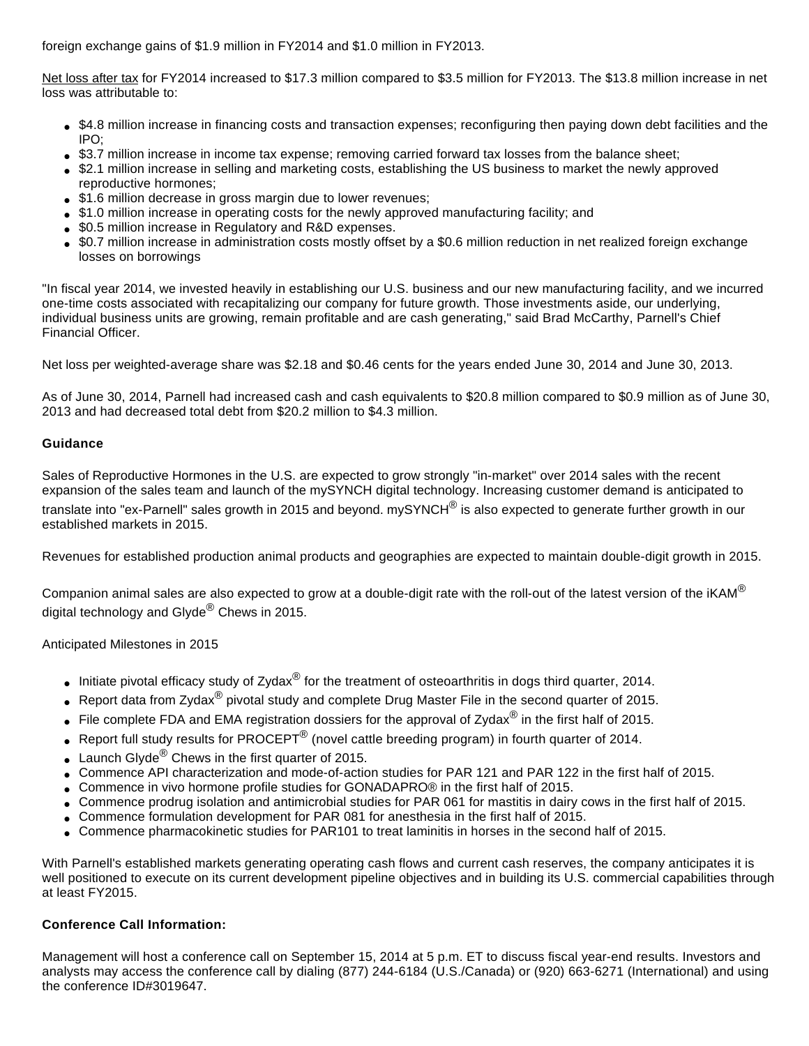foreign exchange gains of $1.9 million in FY2014 and $1.0 million in FY2013.

Net loss after tax for FY2014 increased to $17.3 million compared to $3.5 million for FY2013. The $13.8 million increase in net loss was attributable to:

- $4.8 million increase in financing costs and transaction expenses; reconfiguring then paying down debt facilities and the IPO;
- $3.7 million increase in income tax expense; removing carried forward tax losses from the balance sheet;
- $2.1 million increase in selling and marketing costs, establishing the US business to market the newly approved reproductive hormones;
- $1.6 million decrease in gross margin due to lower revenues;
- $1.0 million increase in operating costs for the newly approved manufacturing facility; and
- $0.5 million increase in Regulatory and R&D expenses.
- $0.7 million increase in administration costs mostly offset by a $0.6 million reduction in net realized foreign exchange losses on borrowings

"In fiscal year 2014, we invested heavily in establishing our U.S. business and our new manufacturing facility, and we incurred one-time costs associated with recapitalizing our company for future growth. Those investments aside, our underlying, individual business units are growing, remain profitable and are cash generating," said Brad McCarthy, Parnell's Chief Financial Officer.

Net loss per weighted-average share was $2.18 and $0.46 cents for the years ended June 30, 2014 and June 30, 2013.

As of June 30, 2014, Parnell had increased cash and cash equivalents to $20.8 million compared to $0.9 million as of June 30, 2013 and had decreased total debt from $20.2 million to $4.3 million.

**Guidance**

Sales of Reproductive Hormones in the U.S. are expected to grow strongly "in-market" over 2014 sales with the recent expansion of the sales team and launch of the mySYNCH digital technology. Increasing customer demand is anticipated to translate into "ex-Parnell" sales growth in 2015 and beyond. mySYNCH® is also expected to generate further growth in our established markets in 2015.

Revenues for established production animal products and geographies are expected to maintain double-digit growth in 2015.

Companion animal sales are also expected to grow at a double-digit rate with the roll-out of the latest version of the iKAM® digital technology and Glyde® Chews in 2015.

Anticipated Milestones in 2015

- Initiate pivotal efficacy study of Zydax® for the treatment of osteoarthritis in dogs third quarter, 2014.
- Report data from Zydax® pivotal study and complete Drug Master File in the second quarter of 2015.
- File complete FDA and EMA registration dossiers for the approval of Zydax® in the first half of 2015.
- Report full study results for PROCEPT® (novel cattle breeding program) in fourth quarter of 2014.
- Launch Glyde® Chews in the first quarter of 2015.
- Commence API characterization and mode-of-action studies for PAR 121 and PAR 122 in the first half of 2015.
- Commence in vivo hormone profile studies for GONADAPRO® in the first half of 2015.
- Commence prodrug isolation and antimicrobial studies for PAR 061 for mastitis in dairy cows in the first half of 2015.
- Commence formulation development for PAR 081 for anesthesia in the first half of 2015.
- Commence pharmacokinetic studies for PAR101 to treat laminitis in horses in the second half of 2015.

With Parnell's established markets generating operating cash flows and current cash reserves, the company anticipates it is well positioned to execute on its current development pipeline objectives and in building its U.S. commercial capabilities through at least FY2015.

**Conference Call Information:**

Management will host a conference call on September 15, 2014 at 5 p.m. ET to discuss fiscal year-end results. Investors and analysts may access the conference call by dialing (877) 244-6184 (U.S./Canada) or (920) 663-6271 (International) and using the conference ID#3019647.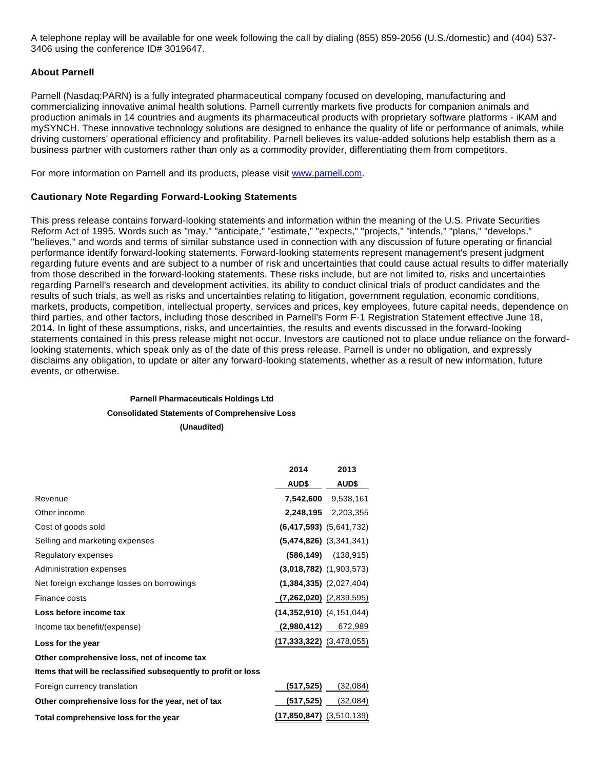A telephone replay will be available for one week following the call by dialing (855) 859-2056 (U.S./domestic) and (404) 537-3406 using the conference ID# 3019647.

### About Parnell

Parnell (Nasdaq:PARN) is a fully integrated pharmaceutical company focused on developing, manufacturing and commercializing innovative animal health solutions. Parnell currently markets five products for companion animals and production animals in 14 countries and augments its pharmaceutical products with proprietary software platforms - iKAM and mySYNCH. These innovative technology solutions are designed to enhance the quality of life or performance of animals, while driving customers' operational efficiency and profitability. Parnell believes its value-added solutions help establish them as a business partner with customers rather than only as a commodity provider, differentiating them from competitors.

For more information on Parnell and its products, please visit www.parnell.com.

### Cautionary Note Regarding Forward-Looking Statements

This press release contains forward-looking statements and information within the meaning of the U.S. Private Securities Reform Act of 1995. Words such as "may," "anticipate," "estimate," "expects," "projects," "intends," "plans," "develops," "believes," and words and terms of similar substance used in connection with any discussion of future operating or financial performance identify forward-looking statements. Forward-looking statements represent management's present judgment regarding future events and are subject to a number of risk and uncertainties that could cause actual results to differ materially from those described in the forward-looking statements. These risks include, but are not limited to, risks and uncertainties regarding Parnell's research and development activities, its ability to conduct clinical trials of product candidates and the results of such trials, as well as risks and uncertainties relating to litigation, government regulation, economic conditions, markets, products, competition, intellectual property, services and prices, key employees, future capital needs, dependence on third parties, and other factors, including those described in Parnell's Form F-1 Registration Statement effective June 18, 2014. In light of these assumptions, risks, and uncertainties, the results and events discussed in the forward-looking statements contained in this press release might not occur. Investors are cautioned not to place undue reliance on the forward-looking statements, which speak only as of the date of this press release. Parnell is under no obligation, and expressly disclaims any obligation, to update or alter any forward-looking statements, whether as a result of new information, future events, or otherwise.

**Parnell Pharmaceuticals Holdings Ltd**

**Consolidated Statements of Comprehensive Loss**

**(Unaudited)**

| | 2014 | 2013 |
|---|---|---|
| | AUD$ | AUD$ |
| Revenue | **7,542,600** | 9,538,161 |
| Other income | **2,248,195** | 2,203,355 |
| Cost of goods sold | **(6,417,593)** | (5,641,732) |
| Selling and marketing expenses | **(5,474,826)** | (3,341,341) |
| Regulatory expenses | **(586,149)** | (138,915) |
| Administration expenses | **(3,018,782)** | (1,903,573) |
| Net foreign exchange losses on borrowings | **(1,384,335)** | (2,027,404) |
| Finance costs | **(7,262,020)** | (2,839,595) |
| **Loss before income tax** | **(14,352,910)** | (4,151,044) |
| Income tax benefit/(expense) | **(2,980,412)** | 672,989 |
| **Loss for the year** | **(17,333,322)** | (3,478,055) |
| **Other comprehensive loss, net of income tax** | | |
| **Items that will be reclassified subsequently to profit or loss** | | |
| Foreign currency translation | **(517,525)** | (32,084) |
| **Other comprehensive loss for the year, net of tax** | **(517,525)** | (32,084) |
| **Total comprehensive loss for the year** | **(17,850,847)** | (3,510,139) |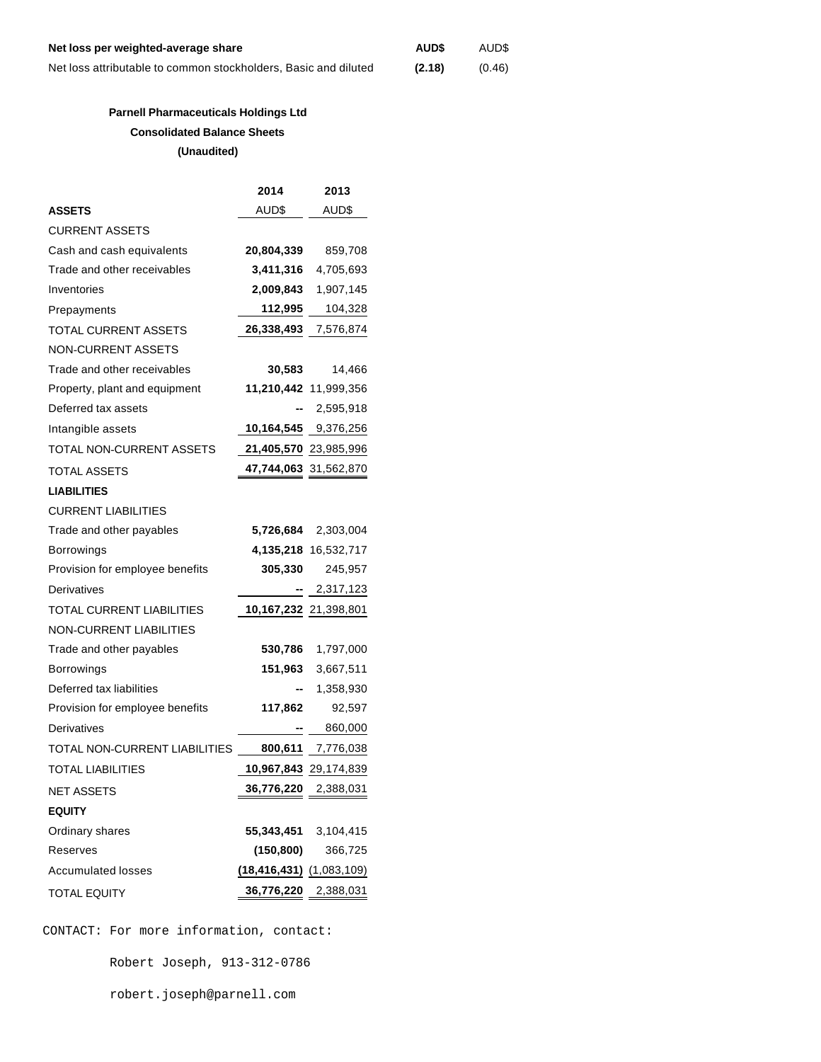| Net loss per weighted-average share | **AUD$** | AUD$ |
| --- | --- | --- |
| Net loss attributable to common stockholders, Basic and diluted | **(2.18)** | (0.46) |

**Parnell Pharmaceuticals Holdings Ltd**

**Consolidated Balance Sheets**

**(Unaudited)**

| | **2014** | **2013** |
| --- | --- | --- |
| **ASSETS** | AUD$ | AUD$ |
| CURRENT ASSETS | | |
| Cash and cash equivalents | **20,804,339** | 859,708 |
| Trade and other receivables | **3,411,316** | 4,705,693 |
| Inventories | **2,009,843** | 1,907,145 |
| Prepayments | **112,995** | 104,328 |
| TOTAL CURRENT ASSETS | **26,338,493** | 7,576,874 |
| NON-CURRENT ASSETS | | |
| Trade and other receivables | **30,583** | 14,466 |
| Property, plant and equipment | **11,210,442** | 11,999,356 |
| Deferred tax assets | **--** | 2,595,918 |
| Intangible assets | **10,164,545** | 9,376,256 |
| TOTAL NON-CURRENT ASSETS | **21,405,570** | 23,985,996 |
| TOTAL ASSETS | **47,744,063** | 31,562,870 |
| **LIABILITIES** | | |
| CURRENT LIABILITIES | | |
| Trade and other payables | **5,726,684** | 2,303,004 |
| Borrowings | **4,135,218** | 16,532,717 |
| Provision for employee benefits | **305,330** | 245,957 |
| Derivatives | **--** | 2,317,123 |
| TOTAL CURRENT LIABILITIES | **10,167,232** | 21,398,801 |
| NON-CURRENT LIABILITIES | | |
| Trade and other payables | **530,786** | 1,797,000 |
| Borrowings | **151,963** | 3,667,511 |
| Deferred tax liabilities | **--** | 1,358,930 |
| Provision for employee benefits | **117,862** | 92,597 |
| Derivatives | **--** | 860,000 |
| TOTAL NON-CURRENT LIABILITIES | **800,611** | 7,776,038 |
| TOTAL LIABILITIES | **10,967,843** | 29,174,839 |
| NET ASSETS | **36,776,220** | 2,388,031 |
| **EQUITY** | | |
| Ordinary shares | **55,343,451** | 3,104,415 |
| Reserves | **(150,800)** | 366,725 |
| Accumulated losses | **(18,416,431)** | (1,083,109) |
| TOTAL EQUITY | **36,776,220** | 2,388,031 |

CONTACT: For more information, contact:

Robert Joseph, 913-312-0786

robert.joseph@parnell.com